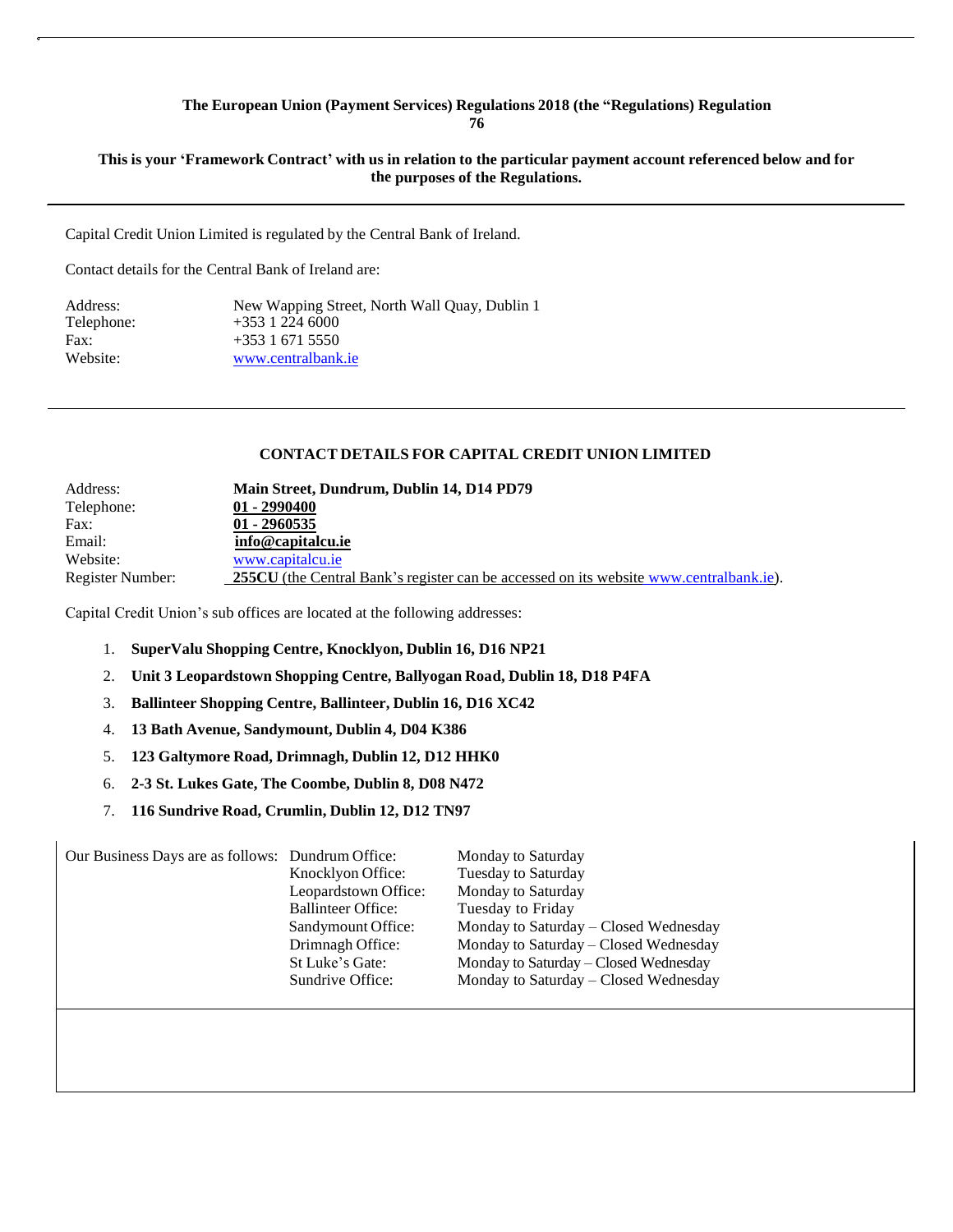**The European Union (Payment Services) Regulations 2018 (the "Regulations) Regulation 76**

**This is your 'Framework Contract' with us in relation to the particular payment account referenced below and for the purposes of the Regulations.**

---

Capital Credit Union Limited is regulated by the Central Bank of Ireland.

Contact details for the Central Bank of Ireland are:

| | |
|---|---|
| Address: | New Wapping Street, North Wall Quay, Dublin 1 |
| Telephone: | +353 1 224 6000 |
| Fax: | +353 1 671 5550 |
| Website: | www.centralbank.ie |

---

**CONTACT DETAILS FOR CAPITAL CREDIT UNION LIMITED**

| | |
|---|---|
| Address: | **Main Street, Dundrum, Dublin 14, D14 PD79** |
| Telephone: | **01 - 2990400** |
| Fax: | **01 - 2960535** |
| Email: | **info@capitalcu.ie** |
| Website: | www.capitalcu.ie |
| Register Number: | **255CU** (the Central Bank's register can be accessed on its website www.centralbank.ie). |

Capital Credit Union's sub offices are located at the following addresses:

1. **SuperValu Shopping Centre, Knocklyon, Dublin 16, D16 NP21**
2. **Unit 3 Leopardstown Shopping Centre, Ballyogan Road, Dublin 18, D18 P4FA**
3. **Ballinteer Shopping Centre, Ballinteer, Dublin 16, D16 XC42**
4. **13 Bath Avenue, Sandymount, Dublin 4, D04 K386**
5. **123 Galtymore Road, Drimnagh, Dublin 12, D12 HHK0**
6. **2-3 St. Lukes Gate, The Coombe, Dublin 8, D08 N472**
7. **116 Sundrive Road, Crumlin, Dublin 12, D12 TN97**

| Our Business Days are as follows: | | |
|---|---|---|
| | Dundrum Office: | Monday to Saturday |
| | Knocklyon Office: | Tuesday to Saturday |
| | Leopardstown Office: | Monday to Saturday |
| | Ballinteer Office: | Tuesday to Friday |
| | Sandymount Office: | Monday to Saturday – Closed Wednesday |
| | Drimnagh Office: | Monday to Saturday – Closed Wednesday |
| | St Luke's Gate: | Monday to Saturday – Closed Wednesday |
| | Sundrive Office: | Monday to Saturday – Closed Wednesday |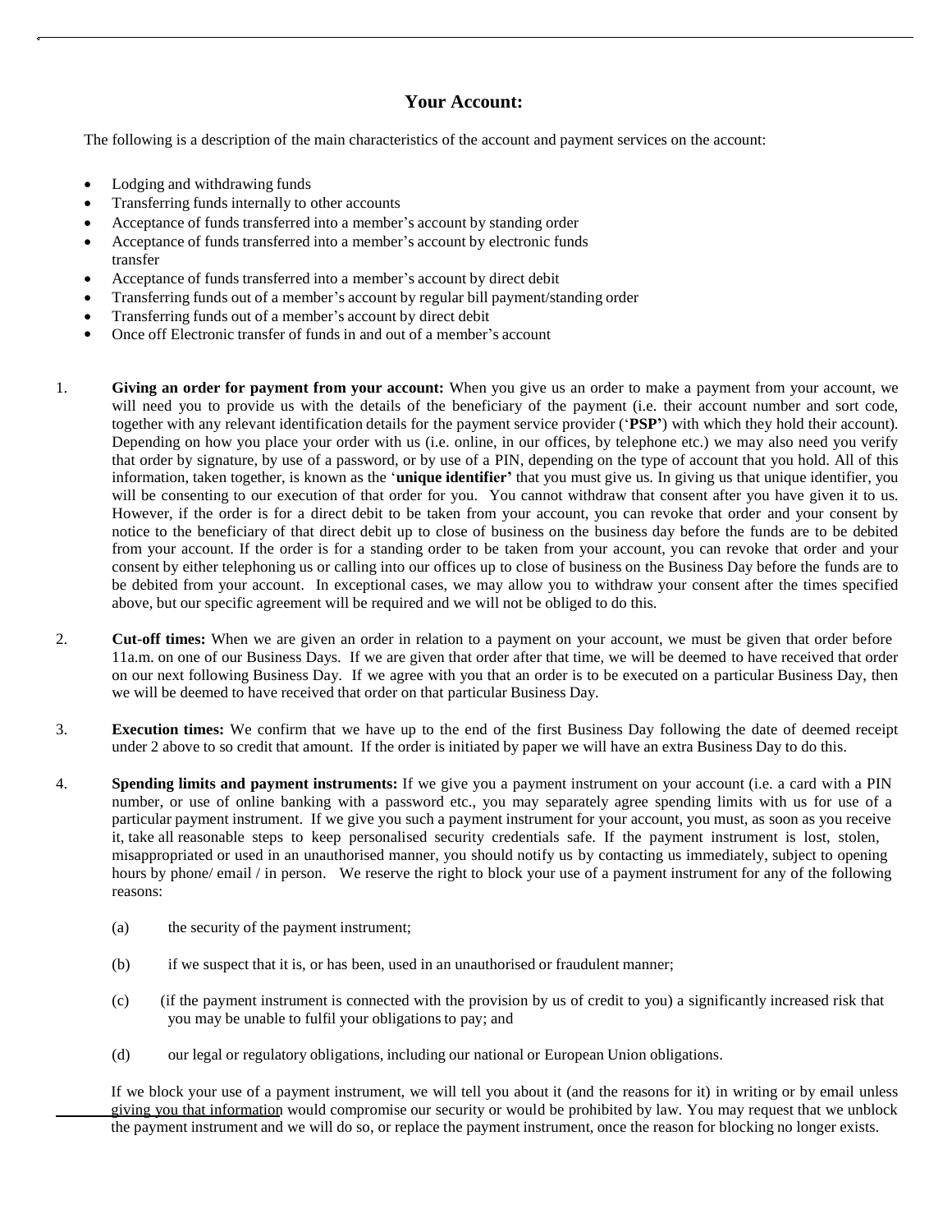## Your Account:

The following is a description of the main characteristics of the account and payment services on the account:

- Lodging and withdrawing funds
- Transferring funds internally to other accounts
- Acceptance of funds transferred into a member's account by standing order
- Acceptance of funds transferred into a member's account by electronic funds transfer
- Acceptance of funds transferred into a member's account by direct debit
- Transferring funds out of a member's account by regular bill payment/standing order
- Transferring funds out of a member's account by direct debit
- Once off Electronic transfer of funds in and out of a member's account

1. **Giving an order for payment from your account:** When you give us an order to make a payment from your account, we will need you to provide us with the details of the beneficiary of the payment (i.e. their account number and sort code, together with any relevant identification details for the payment service provider ('**PSP'**) with which they hold their account). Depending on how you place your order with us (i.e. online, in our offices, by telephone etc.) we may also need you verify that order by signature, by use of a password, or by use of a PIN, depending on the type of account that you hold. All of this information, taken together, is known as the '**unique identifier'** that you must give us. In giving us that unique identifier, you will be consenting to our execution of that order for you. You cannot withdraw that consent after you have given it to us. However, if the order is for a direct debit to be taken from your account, you can revoke that order and your consent by notice to the beneficiary of that direct debit up to close of business on the business day before the funds are to be debited from your account. If the order is for a standing order to be taken from your account, you can revoke that order and your consent by either telephoning us or calling into our offices up to close of business on the Business Day before the funds are to be debited from your account. In exceptional cases, we may allow you to withdraw your consent after the times specified above, but our specific agreement will be required and we will not be obliged to do this.

2. **Cut-off times:** When we are given an order in relation to a payment on your account, we must be given that order before 11a.m. on one of our Business Days. If we are given that order after that time, we will be deemed to have received that order on our next following Business Day. If we agree with you that an order is to be executed on a particular Business Day, then we will be deemed to have received that order on that particular Business Day.

3. **Execution times:** We confirm that we have up to the end of the first Business Day following the date of deemed receipt under 2 above to so credit that amount. If the order is initiated by paper we will have an extra Business Day to do this.

4. **Spending limits and payment instruments:** If we give you a payment instrument on your account (i.e. a card with a PIN number, or use of online banking with a password etc., you may separately agree spending limits with us for use of a particular payment instrument. If we give you such a payment instrument for your account, you must, as soon as you receive it, take all reasonable steps to keep personalised security credentials safe. If the payment instrument is lost, stolen, misappropriated or used in an unauthorised manner, you should notify us by contacting us immediately, subject to opening hours by phone/ email / in person. We reserve the right to block your use of a payment instrument for any of the following reasons:

   (a) the security of the payment instrument;

   (b) if we suspect that it is, or has been, used in an unauthorised or fraudulent manner;

   (c) (if the payment instrument is connected with the provision by us of credit to you) a significantly increased risk that you may be unable to fulfil your obligations to pay; and

   (d) our legal or regulatory obligations, including our national or European Union obligations.

   If we block your use of a payment instrument, we will tell you about it (and the reasons for it) in writing or by email unless giving you that information would compromise our security or would be prohibited by law. You may request that we unblock the payment instrument and we will do so, or replace the payment instrument, once the reason for blocking no longer exists.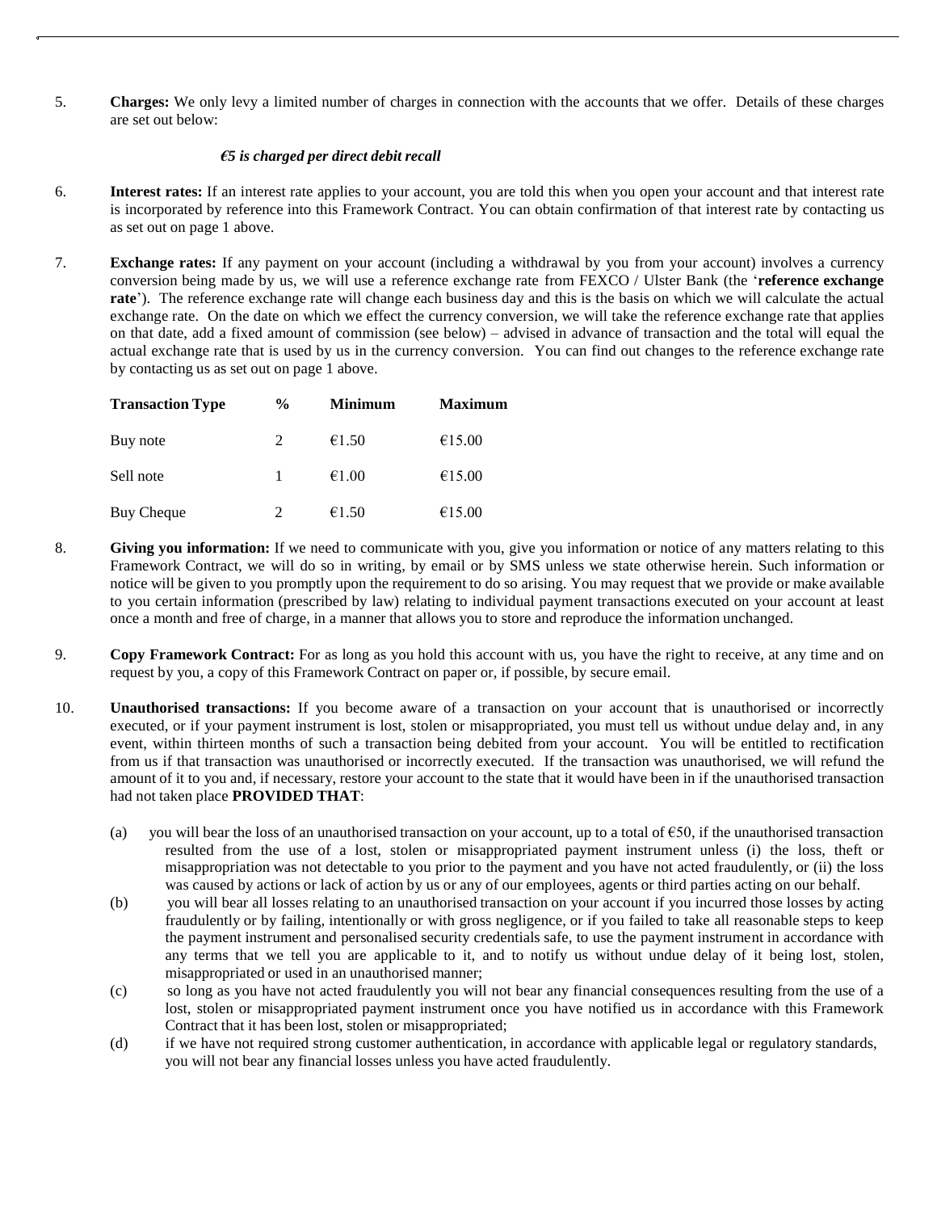5. **Charges:** We only levy a limited number of charges in connection with the accounts that we offer. Details of these charges are set out below:

   ***€5 is charged per direct debit recall***

6. **Interest rates:** If an interest rate applies to your account, you are told this when you open your account and that interest rate is incorporated by reference into this Framework Contract. You can obtain confirmation of that interest rate by contacting us as set out on page 1 above.

7. **Exchange rates:** If any payment on your account (including a withdrawal by you from your account) involves a currency conversion being made by us, we will use a reference exchange rate from FEXCO / Ulster Bank (the '**reference exchange rate**'). The reference exchange rate will change each business day and this is the basis on which we will calculate the actual exchange rate. On the date on which we effect the currency conversion, we will take the reference exchange rate that applies on that date, add a fixed amount of commission (see below) – advised in advance of transaction and the total will equal the actual exchange rate that is used by us in the currency conversion. You can find out changes to the reference exchange rate by contacting us as set out on page 1 above.

| **Transaction Type** | **%** | **Minimum** | **Maximum** |
|---|---|---|---|
| Buy note | 2 | €1.50 | €15.00 |
| Sell note | 1 | €1.00 | €15.00 |
| Buy Cheque | 2 | €1.50 | €15.00 |

8. **Giving you information:** If we need to communicate with you, give you information or notice of any matters relating to this Framework Contract, we will do so in writing, by email or by SMS unless we state otherwise herein. Such information or notice will be given to you promptly upon the requirement to do so arising. You may request that we provide or make available to you certain information (prescribed by law) relating to individual payment transactions executed on your account at least once a month and free of charge, in a manner that allows you to store and reproduce the information unchanged.

9. **Copy Framework Contract:** For as long as you hold this account with us, you have the right to receive, at any time and on request by you, a copy of this Framework Contract on paper or, if possible, by secure email.

10. **Unauthorised transactions:** If you become aware of a transaction on your account that is unauthorised or incorrectly executed, or if your payment instrument is lost, stolen or misappropriated, you must tell us without undue delay and, in any event, within thirteen months of such a transaction being debited from your account. You will be entitled to rectification from us if that transaction was unauthorised or incorrectly executed. If the transaction was unauthorised, we will refund the amount of it to you and, if necessary, restore your account to the state that it would have been in if the unauthorised transaction had not taken place **PROVIDED THAT**:

    (a) you will bear the loss of an unauthorised transaction on your account, up to a total of €50, if the unauthorised transaction resulted from the use of a lost, stolen or misappropriated payment instrument unless (i) the loss, theft or misappropriation was not detectable to you prior to the payment and you have not acted fraudulently, or (ii) the loss was caused by actions or lack of action by us or any of our employees, agents or third parties acting on our behalf.

    (b) you will bear all losses relating to an unauthorised transaction on your account if you incurred those losses by acting fraudulently or by failing, intentionally or with gross negligence, or if you failed to take all reasonable steps to keep the payment instrument and personalised security credentials safe, to use the payment instrument in accordance with any terms that we tell you are applicable to it, and to notify us without undue delay of it being lost, stolen, misappropriated or used in an unauthorised manner;

    (c) so long as you have not acted fraudulently you will not bear any financial consequences resulting from the use of a lost, stolen or misappropriated payment instrument once you have notified us in accordance with this Framework Contract that it has been lost, stolen or misappropriated;

    (d) if we have not required strong customer authentication, in accordance with applicable legal or regulatory standards, you will not bear any financial losses unless you have acted fraudulently.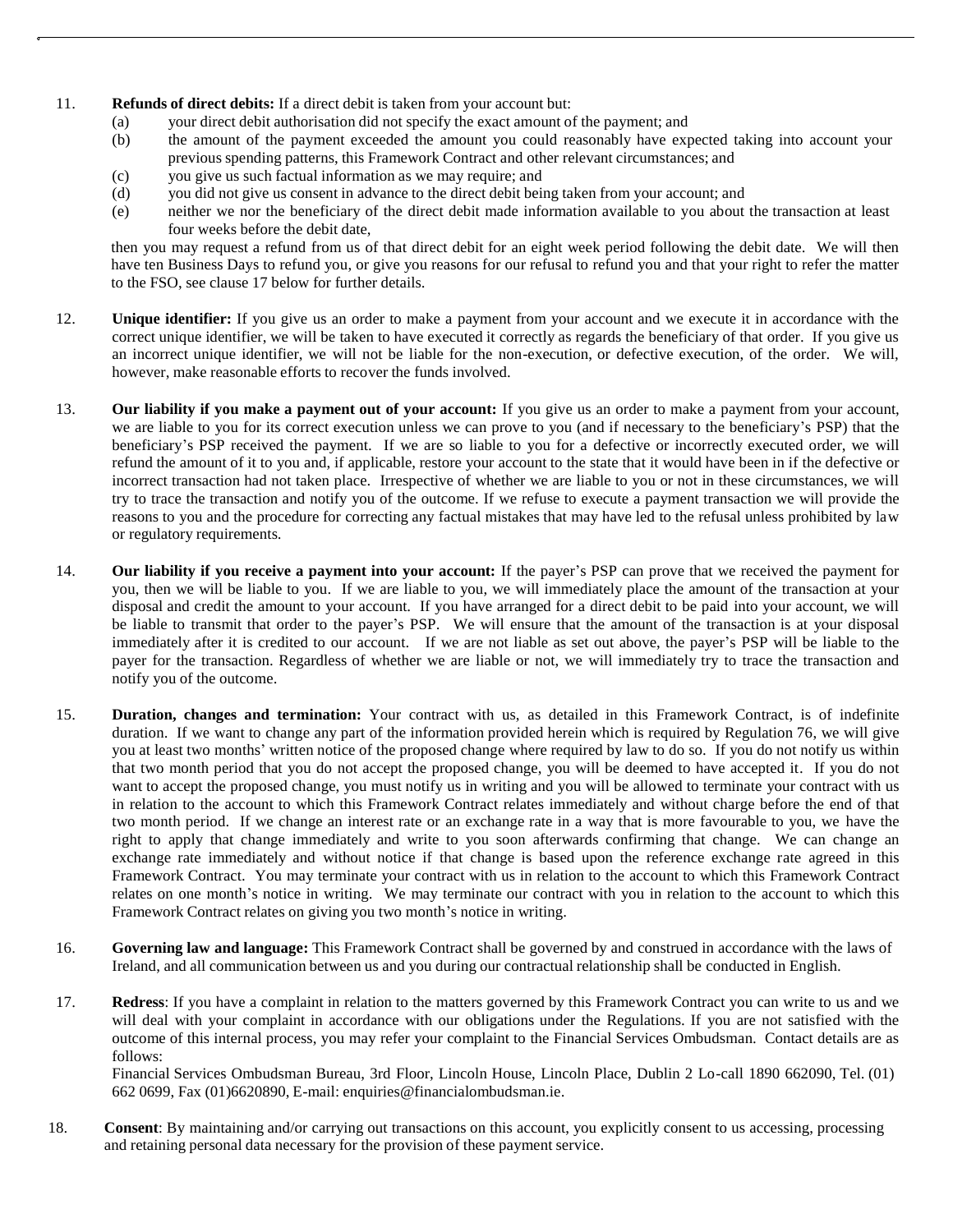11. **Refunds of direct debits:** If a direct debit is taken from your account but:
    (a) your direct debit authorisation did not specify the exact amount of the payment; and
    (b) the amount of the payment exceeded the amount you could reasonably have expected taking into account your previous spending patterns, this Framework Contract and other relevant circumstances; and
    (c) you give us such factual information as we may require; and
    (d) you did not give us consent in advance to the direct debit being taken from your account; and
    (e) neither we nor the beneficiary of the direct debit made information available to you about the transaction at least four weeks before the debit date,

    then you may request a refund from us of that direct debit for an eight week period following the debit date. We will then have ten Business Days to refund you, or give you reasons for our refusal to refund you and that your right to refer the matter to the FSO, see clause 17 below for further details.

12. **Unique identifier:** If you give us an order to make a payment from your account and we execute it in accordance with the correct unique identifier, we will be taken to have executed it correctly as regards the beneficiary of that order. If you give us an incorrect unique identifier, we will not be liable for the non-execution, or defective execution, of the order. We will, however, make reasonable efforts to recover the funds involved.

13. **Our liability if you make a payment out of your account:** If you give us an order to make a payment from your account, we are liable to you for its correct execution unless we can prove to you (and if necessary to the beneficiary's PSP) that the beneficiary's PSP received the payment. If we are so liable to you for a defective or incorrectly executed order, we will refund the amount of it to you and, if applicable, restore your account to the state that it would have been in if the defective or incorrect transaction had not taken place. Irrespective of whether we are liable to you or not in these circumstances, we will try to trace the transaction and notify you of the outcome. If we refuse to execute a payment transaction we will provide the reasons to you and the procedure for correcting any factual mistakes that may have led to the refusal unless prohibited by law or regulatory requirements.

14. **Our liability if you receive a payment into your account:** If the payer's PSP can prove that we received the payment for you, then we will be liable to you. If we are liable to you, we will immediately place the amount of the transaction at your disposal and credit the amount to your account. If you have arranged for a direct debit to be paid into your account, we will be liable to transmit that order to the payer's PSP. We will ensure that the amount of the transaction is at your disposal immediately after it is credited to our account. If we are not liable as set out above, the payer's PSP will be liable to the payer for the transaction. Regardless of whether we are liable or not, we will immediately try to trace the transaction and notify you of the outcome.

15. **Duration, changes and termination:** Your contract with us, as detailed in this Framework Contract, is of indefinite duration. If we want to change any part of the information provided herein which is required by Regulation 76, we will give you at least two months' written notice of the proposed change where required by law to do so. If you do not notify us within that two month period that you do not accept the proposed change, you will be deemed to have accepted it. If you do not want to accept the proposed change, you must notify us in writing and you will be allowed to terminate your contract with us in relation to the account to which this Framework Contract relates immediately and without charge before the end of that two month period. If we change an interest rate or an exchange rate in a way that is more favourable to you, we have the right to apply that change immediately and write to you soon afterwards confirming that change. We can change an exchange rate immediately and without notice if that change is based upon the reference exchange rate agreed in this Framework Contract. You may terminate your contract with us in relation to the account to which this Framework Contract relates on one month's notice in writing. We may terminate our contract with you in relation to the account to which this Framework Contract relates on giving you two month's notice in writing.

16. **Governing law and language:** This Framework Contract shall be governed by and construed in accordance with the laws of Ireland, and all communication between us and you during our contractual relationship shall be conducted in English.

17. **Redress**: If you have a complaint in relation to the matters governed by this Framework Contract you can write to us and we will deal with your complaint in accordance with our obligations under the Regulations. If you are not satisfied with the outcome of this internal process, you may refer your complaint to the Financial Services Ombudsman. Contact details are as follows:
    Financial Services Ombudsman Bureau, 3rd Floor, Lincoln House, Lincoln Place, Dublin 2 Lo-call 1890 662090, Tel. (01) 662 0699, Fax (01)6620890, E-mail: enquiries@financialombudsman.ie.

18. **Consent**: By maintaining and/or carrying out transactions on this account, you explicitly consent to us accessing, processing and retaining personal data necessary for the provision of these payment service.